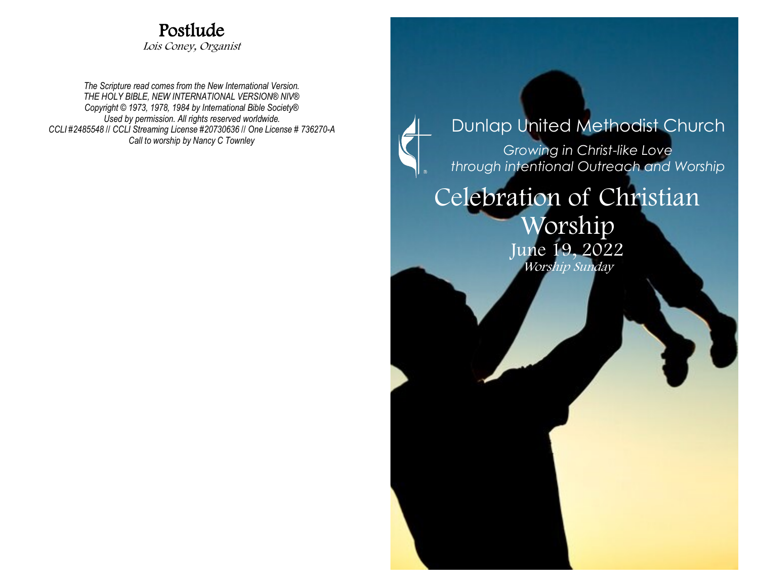## Postlude

*Lois Coney, Organist*

*The Scripture read comes from the New International Version.*
*THE HOLY BIBLE, NEW INTERNATIONAL VERSION® NIV®*
*Copyright © 1973, 1978, 1984 by International Bible Society®*
*Used by permission. All rights reserved worldwide.*
*CCLI #2485548 // CCLI Streaming License #20730636 // One License # 736270-A*
*Call to worship by Nancy C Townley*

Dunlap United Methodist Church

*Growing in Christ-like Love*
*through intentional Outreach and Worship*

# Celebration of Christian Worship

June 19, 2022

*Worship Sunday*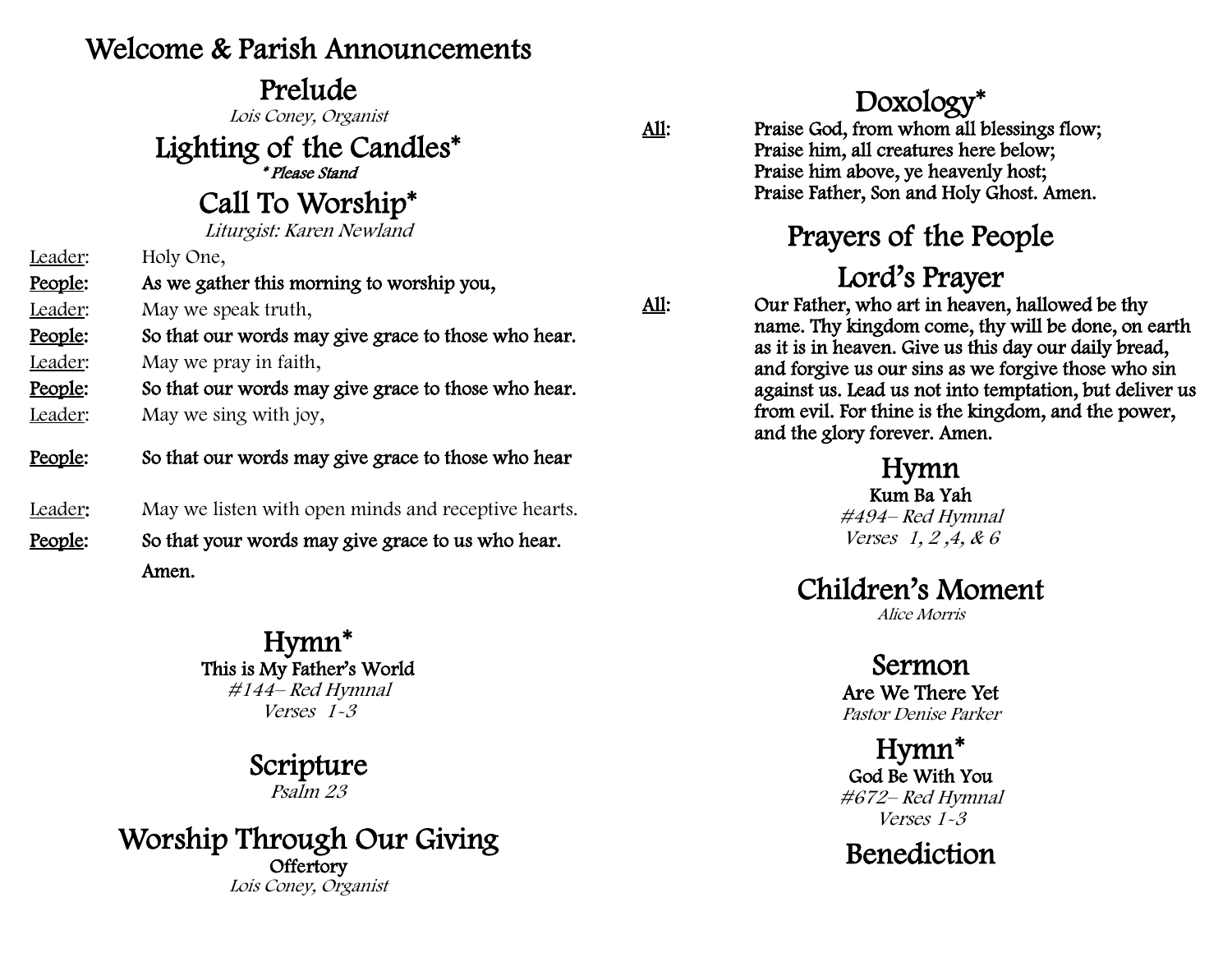## Welcome & Parish Announcements

## Prelude

*Lois Coney, Organist*

## Lighting of the Candles*

*\* Please Stand*

## Call To Worship*

*Liturgist: Karen Newland*

Leader: Holy One,

**People: As we gather this morning to worship you,**

Leader: May we speak truth,

**People: So that our words may give grace to those who hear.**

Leader: May we pray in faith,

**People: So that our words may give grace to those who hear.**

Leader: May we sing with joy,

**People: So that our words may give grace to those who hear**

Leader: May we listen with open minds and receptive hearts.

**People: So that your words may give grace to us who hear. Amen.**

## Hymn*

**This is My Father's World**

*#144– Red Hymnal*

*Verses 1-3*

## Scripture

*Psalm 23*

## Worship Through Our Giving

**Offertory**

*Lois Coney, Organist*

## Doxology*

**All:** Praise God, from whom all blessings flow;
Praise him, all creatures here below;
Praise him above, ye heavenly host;
Praise Father, Son and Holy Ghost. Amen.

## Prayers of the People

## Lord's Prayer

**All:** Our Father, who art in heaven, hallowed be thy name. Thy kingdom come, thy will be done, on earth as it is in heaven. Give us this day our daily bread, and forgive us our sins as we forgive those who sin against us. Lead us not into temptation, but deliver us from evil. For thine is the kingdom, and the power, and the glory forever. Amen.

## Hymn

**Kum Ba Yah**

*#494– Red Hymnal*

*Verses 1, 2 ,4, & 6*

## Children's Moment

*Alice Morris*

## Sermon

**Are We There Yet**

*Pastor Denise Parker*

## Hymn*

**God Be With You**

*#672– Red Hymnal*

*Verses 1-3*

## Benediction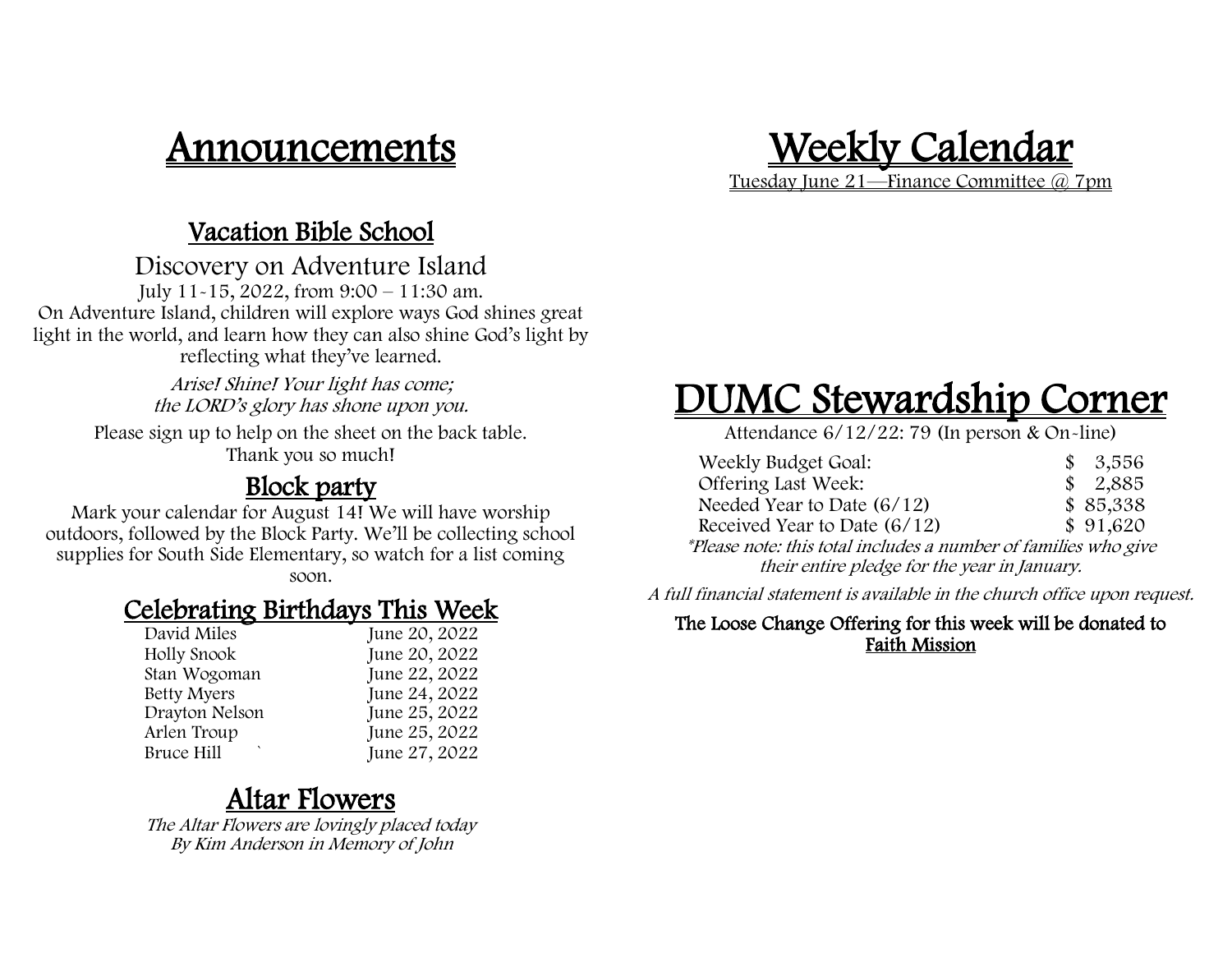# Announcements

## Vacation Bible School

Discovery on Adventure Island

July 11-15, 2022, from 9:00 – 11:30 am.

On Adventure Island, children will explore ways God shines great light in the world, and learn how they can also shine God's light by reflecting what they've learned.

*Arise! Shine! Your light has come;*
*the LORD's glory has shone upon you.*

Please sign up to help on the sheet on the back table.
Thank you so much!

## Block party

Mark your calendar for August 14! We will have worship outdoors, followed by the Block Party. We'll be collecting school supplies for South Side Elementary, so watch for a list coming soon.

## Celebrating Birthdays This Week

| Name | Date |
|---|---|
| David Miles | June 20, 2022 |
| Holly Snook | June 20, 2022 |
| Stan Wogoman | June 22, 2022 |
| Betty Myers | June 24, 2022 |
| Drayton Nelson | June 25, 2022 |
| Arlen Troup | June 25, 2022 |
| Bruce Hill ` | June 27, 2022 |

## Altar Flowers

*The Altar Flowers are lovingly placed today*
*By Kim Anderson in Memory of John*

# Weekly Calendar

Tuesday June 21—Finance Committee @ 7pm

# DUMC Stewardship Corner

Attendance 6/12/22: 79 (In person & On-line)

| | |
|---|---|
| Weekly Budget Goal: | $ 3,556 |
| Offering Last Week: | $ 2,885 |
| Needed Year to Date (6/12) | $ 85,338 |
| Received Year to Date (6/12) | $ 91,620 |

*\*Please note: this total includes a number of families who give their entire pledge for the year in January.*

*A full financial statement is available in the church office upon request.*

**The Loose Change Offering for this week will be donated to Faith Mission**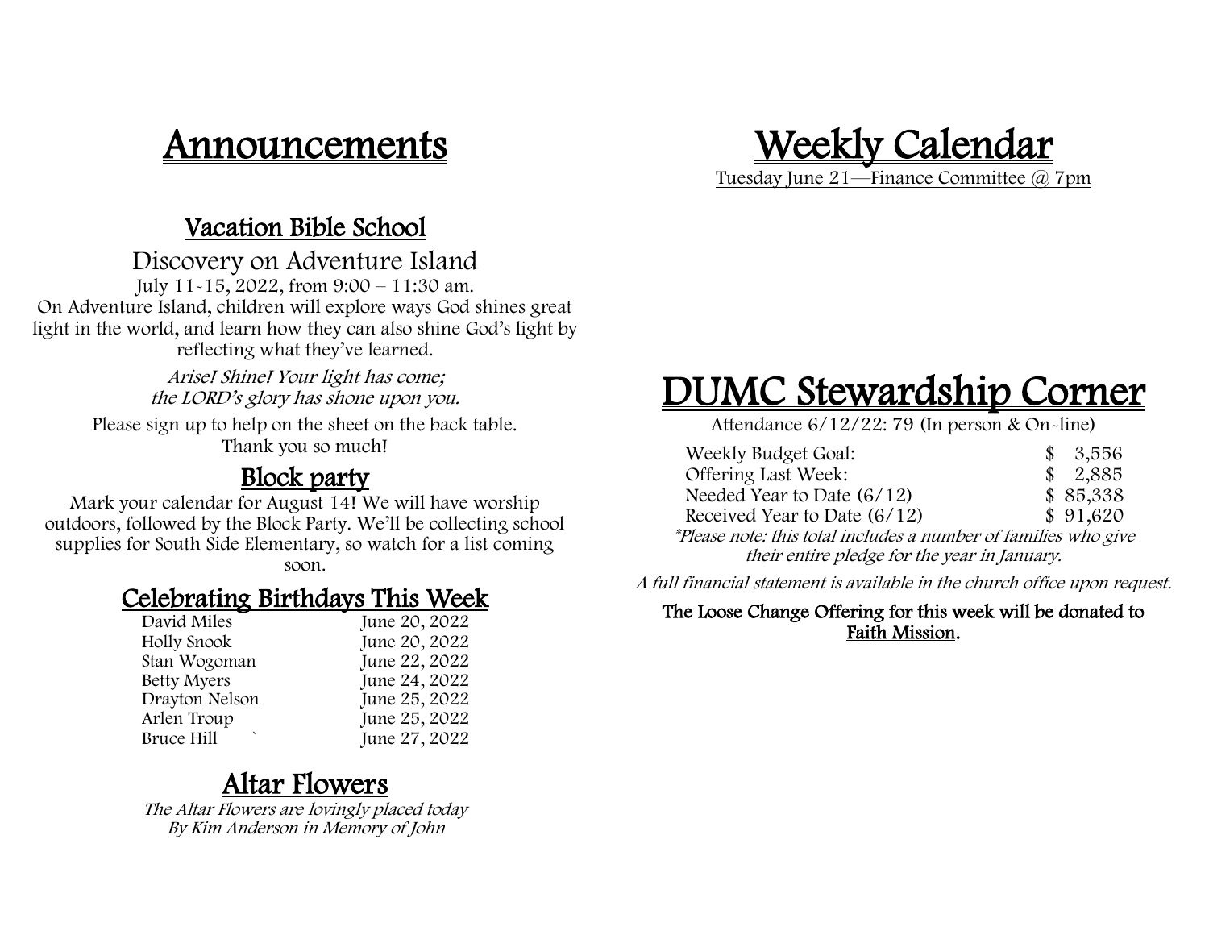# Announcements

## Vacation Bible School

Discovery on Adventure Island

July 11-15, 2022, from 9:00 – 11:30 am.

On Adventure Island, children will explore ways God shines great light in the world, and learn how they can also shine God's light by reflecting what they've learned.

*Arise! Shine! Your light has come;*
*the LORD's glory has shone upon you.*

Please sign up to help on the sheet on the back table.
Thank you so much!

## Block party

Mark your calendar for August 14! We will have worship outdoors, followed by the Block Party. We'll be collecting school supplies for South Side Elementary, so watch for a list coming soon.

## Celebrating Birthdays This Week

| | |
|---|---|
| David Miles | June 20, 2022 |
| Holly Snook | June 20, 2022 |
| Stan Wogoman | June 22, 2022 |
| Betty Myers | June 24, 2022 |
| Drayton Nelson | June 25, 2022 |
| Arlen Troup | June 25, 2022 |
| Bruce Hill | June 27, 2022 |

## Altar Flowers

*The Altar Flowers are lovingly placed today*
*By Kim Anderson in Memory of John*

# Weekly Calendar

Tuesday June 21—Finance Committee @ 7pm

# DUMC Stewardship Corner

Attendance 6/12/22: 79 (In person & On-line)

| | |
|---|---|
| Weekly Budget Goal: | $ 3,556 |
| Offering Last Week: | $ 2,885 |
| Needed Year to Date (6/12) | $ 85,338 |
| Received Year to Date (6/12) | $ 91,620 |

*\*Please note: this total includes a number of families who give their entire pledge for the year in January.*

*A full financial statement is available in the church office upon request.*

**The Loose Change Offering for this week will be donated to Faith Mission.**